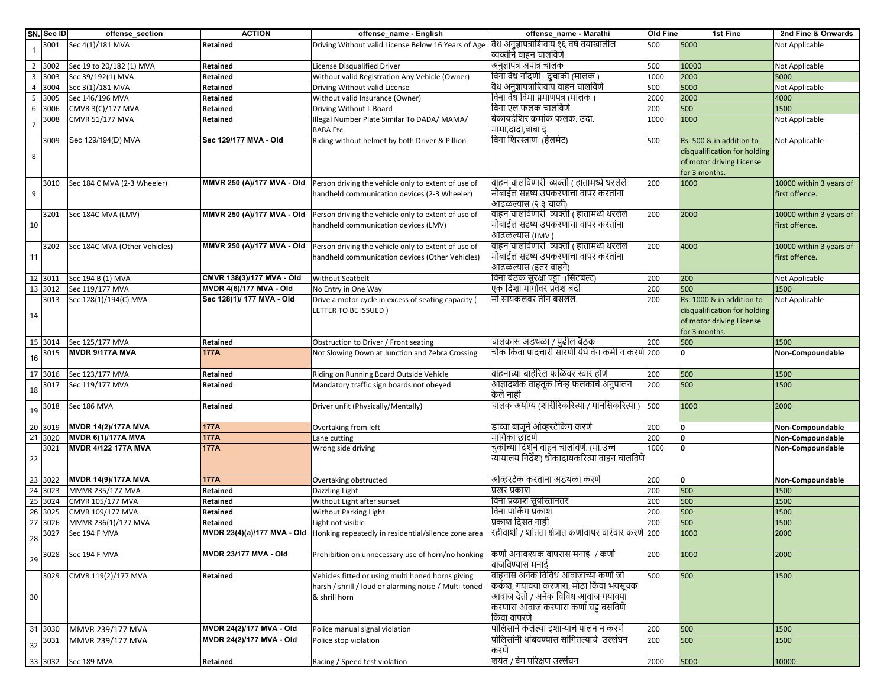| SN. | Sec ID | offense_section | ACTION | offense_name - English | offense_name - Marathi | Old Fine | 1st Fine | 2nd Fine & Onwards |
|---|---|---|---|---|---|---|---|---|
| 1 | 3001 | Sec 4(1)/181 MVA | **Retained** | Driving Without valid License Below 16 Years of Age | वैध अनुज्ञापत्राशिवाय १६ वर्ष वयाखालील व्यक्तीने वाहन चालविणे | 500 | 5000 | Not Applicable |
| 2 | 3002 | Sec 19 to 20/182 (1) MVA | **Retained** | License Disqualified Driver | अनुज्ञापत्र अपात्र चालक | 500 | 10000 | Not Applicable |
| 3 | 3003 | Sec 39/192(1) MVA | **Retained** | Without valid Registration Any Vehicle (Owner) | विना वैध नोंदणी - दुचाकी (मालक ) | 1000 | 2000 | 5000 |
| 4 | 3004 | Sec 3(1)/181 MVA | **Retained** | Driving Without valid License | वैध अनुज्ञापत्राशिवाय वाहन चालविणे | 500 | 5000 | Not Applicable |
| 5 | 3005 | Sec 146/196 MVA | **Retained** | Without valid Insurance (Owner) | विना वैध विमा प्रमाणपत्र (मालक ) | 2000 | 2000 | 4000 |
| 6 | 3006 | CMVR 3(C)/177 MVA | **Retained** | Driving Without L Board | विना एल फलक चालविणे | 200 | 500 | 1500 |
| 7 | 3008 | CMVR 51/177 MVA | **Retained** | Illegal Number Plate Similar To DADA/ MAMA/ BABA Etc. | बेकायदेशिर क्रमांक फलक. उदा. मामा,दादा,बाबा इ. | 1000 | 1000 | Not Applicable |
| 8 | 3009 | Sec 129/194(D) MVA | **Sec 129/177 MVA - Old** | Riding without helmet by both Driver & Pillion | विना शिरस्त्राण (हेलमेट) | 500 | Rs. 500 & in addition to disqualification for holding of motor driving License for 3 months. | Not Applicable |
| 9 | 3010 | Sec 184 C MVA (2-3 Wheeler) | **MMVR 250 (A)/177 MVA - Old** | Person driving the vehicle only to extent of use of handheld communication devices (2-3 Wheeler) | वाहन चालविणारी व्यक्ती ( हातामध्ये धरलेले मोबाईल सद्दष्य उपकरणाचा वापर करतांना आढळल्यास (२-३ चाकी) | 200 | 1000 | 10000 within 3 years of first offence. |
| 10 | 3201 | Sec 184C MVA (LMV) | **MMVR 250 (A)/177 MVA - Old** | Person driving the vehicle only to extent of use of handheld communication devices (LMV) | वाहन चालविणारी व्यक्ती ( हातामध्ये धरलेले मोबाईल सद्दष्य उपकरणाचा वापर करतांना आढळल्यास (LMV ) | 200 | 2000 | 10000 within 3 years of first offence. |
| 11 | 3202 | Sec 184C MVA (Other Vehicles) | **MMVR 250 (A)/177 MVA - Old** | Person driving the vehicle only to extent of use of handheld communication devices (Other Vehicles) | वाहन चालविणारी व्यक्ती ( हातामध्ये धरलेले मोबाईल सद्दष्य उपकरणाचा वापर करतांना आढळल्यास (इतर वाहने) | 200 | 4000 | 10000 within 3 years of first offence. |
| 12 | 3011 | Sec 194 B (1) MVA | **CMVR 138(3)/177 MVA - Old** | Without Seatbelt | विना बैठक सुरक्षा पट्टा (सिटबेल्ट) | 200 | 200 | Not Applicable |
| 13 | 3012 | Sec 119/177 MVA | **MVDR 4(6)/177 MVA - Old** | No Entry in One Way | एक दिशा मार्गावर प्रवेश बंदी | 200 | 500 | 1500 |
| 14 | 3013 | Sec 128(1)/194(C) MVA | **Sec 128(1)/ 177 MVA - Old** | Drive a motor cycle in excess of seating capacity ( LETTER TO BE ISSUED ) | मो.सायकलवर तीन बसलेले. | 200 | Rs. 1000 & in addition to disqualification for holding of motor driving License for 3 months. | Not Applicable |
| 15 | 3014 | Sec 125/177 MVA | **Retained** | Obstruction to Driver / Front seating | चालकास अडथळा / पुढील बैठक | 200 | 500 | 1500 |
| 16 | 3015 | **MVDR 9/177A MVA** | **177A** | Not Slowing Down at Junction and Zebra Crossing | चौक किंवा पादचारी सारणी येथे वेग कमी न करणे | 200 | **0** | **Non-Compoundable** |
| 17 | 3016 | Sec 123/177 MVA | **Retained** | Riding on Running Board Outside Vehicle | वाहनाच्या बाहेरिल फळिवर स्वार होणे | 200 | 500 | 1500 |
| 18 | 3017 | Sec 119/177 MVA | **Retained** | Mandatory traffic sign boards not obeyed | आज्ञादर्शक वाहतूक चिन्ह फलकाचे अनुपालन केले नाही | 200 | 500 | 1500 |
| 19 | 3018 | Sec 186 MVA | **Retained** | Driver unfit (Physically/Mentally) | चालक अयोग्य (शारीरिकरित्या / मानसिकरित्या ) | 500 | 1000 | 2000 |
| 20 | 3019 | **MVDR 14(2)/177A MVA** | **177A** | Overtaking from left | डाव्या बाजूने ओव्हरटेकिंग करणे | 200 | **0** | **Non-Compoundable** |
| 21 | 3020 | **MVDR 6(1)/177A MVA** | **177A** | Lane cutting | मार्गिका छाटणे | 200 | **0** | **Non-Compoundable** |
| 22 | 3021 | **MVDR 4/122 177A MVA** | **177A** | Wrong side driving | चुकींच्या दिशेने वाहन चालविणे. (मा.उच्च न्यायालय निर्देश) धोकादायकरित्या वाहन चालविणे | 1000 | **0** | **Non-Compoundable** |
| 23 | 3022 | **MVDR 14(9)/177A MVA** | **177A** | Overtaking obstructed | ओव्हरटेक करताना अडथळा करणे | 200 | **0** | **Non-Compoundable** |
| 24 | 3023 | MMVR 235/177 MVA | **Retained** | Dazzling Light | प्रखर प्रकाश | 200 | 500 | 1500 |
| 25 | 3024 | CMVR 105/177 MVA | **Retained** | Without Light after sunset | विना प्रकाश सुर्यास्तानंतर | 200 | 500 | 1500 |
| 26 | 3025 | CMVR 109/177 MVA | **Retained** | Without Parking Light | विना पार्किंग प्रकाश | 200 | 500 | 1500 |
| 27 | 3026 | MMVR 236(1)/177 MVA | **Retained** | Light not visible | प्रकाश दिसत नाही | 200 | 500 | 1500 |
| 28 | 3027 | Sec 194 F MVA | **MVDR 23(4)(a)/177 MVA - Old** | Honking repeatedly in residential/silence zone area | रहीवाशी / शांतता क्षेत्रात कर्णावापर वारंवार करणे | 200 | 1000 | 2000 |
| 29 | 3028 | Sec 194 F MVA | **MVDR 23/177 MVA - Old** | Prohibition on unnecessary use of horn/no honking | कर्णा अनावश्यक वापरास मनाई / कर्णा वाजविण्यास मनाई | 200 | 1000 | 2000 |
| 30 | 3029 | CMVR 119(2)/177 MVA | **Retained** | Vehicles fitted or using multi honed horns giving harsh / shrill / loud or alarming noise / Multi-toned & shrill horn | वाहनास अनेक विविध आवाजाच्या कर्णा जो कर्कश, गयावया करणारा, मोठा किंवा भयसूचक आवाज देतो / अनेक विविध आवाज गयावया करणारा आवाज करणारा कर्णा घट्ट बसविणे किंवा वापरणे | 500 | 500 | 1500 |
| 31 | 3030 | MMVR 239/177 MVA | **MVDR 24(2)/177 MVA - Old** | Police manual signal violation | पोलिसाने केलेल्या इशाऱ्याचे पालन न करणे | 200 | 500 | 1500 |
| 32 | 3031 | MMVR 239/177 MVA | **MVDR 24(2)/177 MVA - Old** | Police stop violation | पोलिसांनी थांबवण्यास सांगितल्याचे उल्लंघन करणे | 200 | 500 | 1500 |
| 33 | 3032 | Sec 189 MVA | **Retained** | Racing / Speed test violation | शर्यत / वेग परिक्षण उल्लंघन | 2000 | 5000 | 10000 |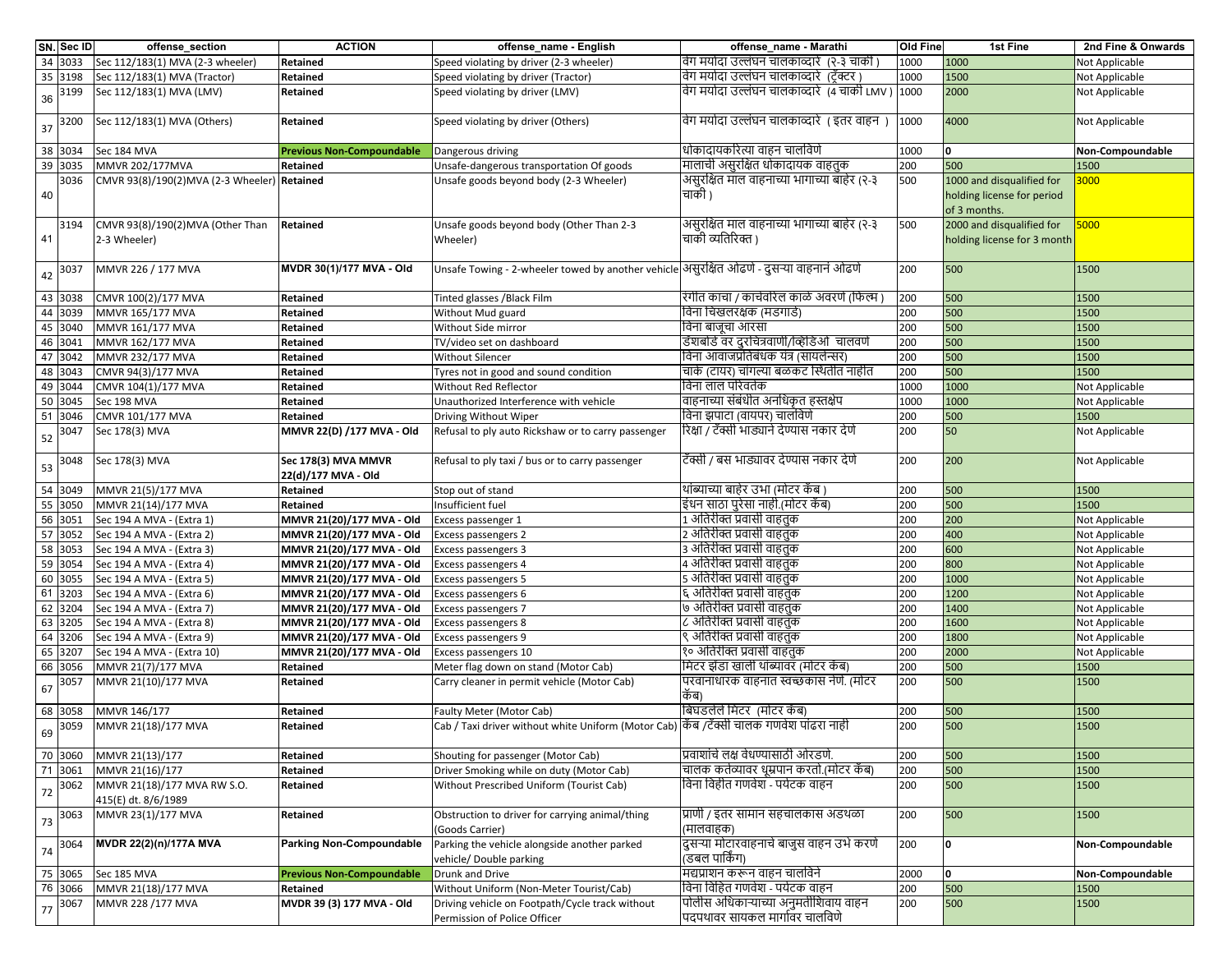| SN. | Sec ID | offense_section | ACTION | offense_name - English | offense_name - Marathi | Old Fine | 1st Fine | 2nd Fine & Onwards |
|---|---|---|---|---|---|---|---|---|
| 34 | 3033 | Sec 112/183(1) MVA (2-3 wheeler) | Retained | Speed violating by driver (2-3 wheeler) | वेग मर्यादा उल्लंघन चालकाव्दारे (२-३ चाकी ) | 1000 | 1000 | Not Applicable |
| 35 | 3198 | Sec 112/183(1) MVA (Tractor) | Retained | Speed violating by driver (Tractor) | वेग मर्यादा उल्लंघन चालकाव्दारे (ट्रॅक्टर ) | 1000 | 1500 | Not Applicable |
| 36 | 3199 | Sec 112/183(1) MVA (LMV) | Retained | Speed violating by driver (LMV) | वेग मर्यादा उल्लंघन चालकाव्दारे (4 चाकी LMV ) | 1000 | 2000 | Not Applicable |
| 37 | 3200 | Sec 112/183(1) MVA (Others) | Retained | Speed violating by driver (Others) | वेग मर्यादा उल्लंघन चालकाव्दारे ( इतर वाहन ) | 1000 | 4000 | Not Applicable |
| 38 | 3034 | Sec 184 MVA | **Previous Non-Compoundable** | Dangerous driving | धोकादायकरित्या वाहन चालविणे | 1000 | **0** | **Non-Compoundable** |
| 39 | 3035 | MMVR 202/177MVA | Retained | Unsafe-dangerous transportation Of goods | मालाची असुरक्षित धोकादायक वाहतुक | 200 | 500 | 1500 |
| 40 | 3036 | CMVR 93(8)/190(2)MVA (2-3 Wheeler) | Retained | Unsafe goods beyond body (2-3 Wheeler) | असुरक्षित माल वाहनाच्या भागाच्या बाहेर (२-३ चाकी ) | 500 | 1000 and disqualified for holding license for period of 3 months. | 3000 |
| 41 | 3194 | CMVR 93(8)/190(2)MVA (Other Than 2-3 Wheeler) | Retained | Unsafe goods beyond body (Other Than 2-3 Wheeler) | असुरक्षित माल वाहनाच्या भागाच्या बाहेर (२-३ चाकी व्यतिरिक्त ) | 500 | 2000 and disqualified for holding license for 3 month | 5000 |
| 42 | 3037 | MMVR 226 / 177 MVA | **MVDR 30(1)/177 MVA - Old** | Unsafe Towing - 2-wheeler towed by another vehicle | असुरक्षित ओढणे - दुसऱ्या वाहनानं ओढणे | 200 | 500 | 1500 |
| 43 | 3038 | CMVR 100(2)/177 MVA | Retained | Tinted glasses /Black Film | रंगीत काचा / काचेवरील काळे अवरणं (फिल्म ) | 200 | 500 | 1500 |
| 44 | 3039 | MMVR 165/177 MVA | Retained | Without Mud guard | विना चिखलरक्षक (मडगार्ड) | 200 | 500 | 1500 |
| 45 | 3040 | MMVR 161/177 MVA | Retained | Without Side mirror | विना बाजूचा आरसा | 200 | 500 | 1500 |
| 46 | 3041 | MMVR 162/177 MVA | Retained | TV/video set on dashboard | डॅशबोर्ड वर दुरचित्रवाणी/व्हिडिओ चालवणे | 200 | 500 | 1500 |
| 47 | 3042 | MMVR 232/177 MVA | Retained | Without Silencer | विना आवाजप्रतिबंधक यंत्र (सायलेन्सर) | 200 | 500 | 1500 |
| 48 | 3043 | CMVR 94(3)/177 MVA | Retained | Tyres not in good and sound condition | चाके (टायर) चांगल्या बळकट स्थितीत नाहीत | 200 | 500 | 1500 |
| 49 | 3044 | CMVR 104(1)/177 MVA | Retained | Without Red Reflector | विना लाल परिवर्तक | 1000 | 1000 | Not Applicable |
| 50 | 3045 | Sec 198 MVA | Retained | Unauthorized Interference with vehicle | वाहनाच्या संबंधीत अनधिकृत हस्तक्षेप | 1000 | 1000 | Not Applicable |
| 51 | 3046 | CMVR 101/177 MVA | Retained | Driving Without Wiper | विना झपाटा (वायपर) चालविणे | 200 | 500 | 1500 |
| 52 | 3047 | Sec 178(3) MVA | **MMVR 22(D) /177 MVA - Old** | Refusal to ply auto Rickshaw or to carry passenger | रिक्षा / टॅक्सी भाड्याने देण्यास नकार देणे | 200 | 50 | Not Applicable |
| 53 | 3048 | Sec 178(3) MVA | **Sec 178(3) MVA MMVR 22(d)/177 MVA - Old** | Refusal to ply taxi / bus or to carry passenger | टॅक्सी / बस भाड्यावर देण्यास नकार देणे | 200 | 200 | Not Applicable |
| 54 | 3049 | MMVR 21(5)/177 MVA | Retained | Stop out of stand | थांब्याच्या बाहेर उभा (मोटर कॅब ) | 200 | 500 | 1500 |
| 55 | 3050 | MMVR 21(14)/177 MVA | Retained | Insufficient fuel | इंधन साठा पुरेसा नाही.(मोटर कॅब) | 200 | 500 | 1500 |
| 56 | 3051 | Sec 194 A MVA - (Extra 1) | **MMVR 21(20)/177 MVA - Old** | Excess passenger 1 | 1 अतिरीक्त प्रवासी वाहतुक | 200 | 200 | Not Applicable |
| 57 | 3052 | Sec 194 A MVA - (Extra 2) | **MMVR 21(20)/177 MVA - Old** | Excess passengers 2 | 2 अतिरीक्त प्रवासी वाहतुक | 200 | 400 | Not Applicable |
| 58 | 3053 | Sec 194 A MVA - (Extra 3) | **MMVR 21(20)/177 MVA - Old** | Excess passengers 3 | 3 अतिरीक्त प्रवासी वाहतुक | 200 | 600 | Not Applicable |
| 59 | 3054 | Sec 194 A MVA - (Extra 4) | **MMVR 21(20)/177 MVA - Old** | Excess passengers 4 | 4 अतिरीक्त प्रवासी वाहतुक | 200 | 800 | Not Applicable |
| 60 | 3055 | Sec 194 A MVA - (Extra 5) | **MMVR 21(20)/177 MVA - Old** | Excess passengers 5 | 5 अतिरीक्त प्रवासी वाहतुक | 200 | 1000 | Not Applicable |
| 61 | 3203 | Sec 194 A MVA - (Extra 6) | **MMVR 21(20)/177 MVA - Old** | Excess passengers 6 | ६ अतिरीक्त प्रवासी वाहतुक | 200 | 1200 | Not Applicable |
| 62 | 3204 | Sec 194 A MVA - (Extra 7) | **MMVR 21(20)/177 MVA - Old** | Excess passengers 7 | ७ अतिरीक्त प्रवासी वाहतुक | 200 | 1400 | Not Applicable |
| 63 | 3205 | Sec 194 A MVA - (Extra 8) | **MMVR 21(20)/177 MVA - Old** | Excess passengers 8 | ८ अतिरीक्त प्रवासी वाहतुक | 200 | 1600 | Not Applicable |
| 64 | 3206 | Sec 194 A MVA - (Extra 9) | **MMVR 21(20)/177 MVA - Old** | Excess passengers 9 | ९ अतिरीक्त प्रवासी वाहतुक | 200 | 1800 | Not Applicable |
| 65 | 3207 | Sec 194 A MVA - (Extra 10) | **MMVR 21(20)/177 MVA - Old** | Excess passengers 10 | १० अतिरीक्त प्रवासी वाहतुक | 200 | 2000 | Not Applicable |
| 66 | 3056 | MMVR 21(7)/177 MVA | Retained | Meter flag down on stand (Motor Cab) | मिटर झेंडा खाली थांब्यावर (मोटर कॅब) | 200 | 500 | 1500 |
| 67 | 3057 | MMVR 21(10)/177 MVA | Retained | Carry cleaner in permit vehicle (Motor Cab) | परवानाधारक वाहनात स्वच्छकास नेणे. (मोटर कॅब) | 200 | 500 | 1500 |
| 68 | 3058 | MMVR 146/177 | Retained | Faulty Meter (Motor Cab) | बिघडलेले मिटर (मोटर कॅब) | 200 | 500 | 1500 |
| 69 | 3059 | MMVR 21(18)/177 MVA | Retained | Cab / Taxi driver without white Uniform (Motor Cab) | कॅब /टॅक्सी चालक गणवेश पांढरा नाही | 200 | 500 | 1500 |
| 70 | 3060 | MMVR 21(13)/177 | Retained | Shouting for passenger (Motor Cab) | प्रवाशांचे लक्ष वेधण्यासाठी ओरडणे. | 200 | 500 | 1500 |
| 71 | 3061 | MMVR 21(16)/177 | Retained | Driver Smoking while on duty (Motor Cab) | चालक कर्तव्यावर धूम्रपान करतो.(मोटर कॅब) | 200 | 500 | 1500 |
| 72 | 3062 | MMVR 21(18)/177 MVA RW S.O. 415(E) dt. 8/6/1989 | Retained | Without Prescribed Uniform (Tourist Cab) | विना विहीत गणवेश - पर्यटक वाहन | 200 | 500 | 1500 |
| 73 | 3063 | MMVR 23(1)/177 MVA | Retained | Obstruction to driver for carrying animal/thing (Goods Carrier) | प्राणी / इतर सामान सहचालकास अडथळा (मालवाहक) | 200 | 500 | 1500 |
| 74 | 3064 | **MVDR 22(2)(n)/177A MVA** | **Parking Non-Compoundable** | Parking the vehicle alongside another parked vehicle/ Double parking | दुसऱ्या मोटारवाहनाचे बाजुस वाहन उभे करणे (डबल पार्किंग) | 200 | **0** | **Non-Compoundable** |
| 75 | 3065 | Sec 185 MVA | **Previous Non-Compoundable** | Drunk and Drive | मद्यप्राशन करून वाहन चालविने | 2000 | **0** | **Non-Compoundable** |
| 76 | 3066 | MMVR 21(18)/177 MVA | Retained | Without Uniform (Non-Meter Tourist/Cab) | विना विहित गणवेश - पर्यटक वाहन | 200 | 500 | 1500 |
| 77 | 3067 | MMVR 228 /177 MVA | **MVDR 39 (3) 177 MVA - Old** | Driving vehicle on Footpath/Cycle track without Permission of Police Officer | पोलीस अधिकाऱ्याच्या अनुमतीशिवाय वाहन पदपथावर सायकल मार्गावर चालविणे | 200 | 500 | 1500 |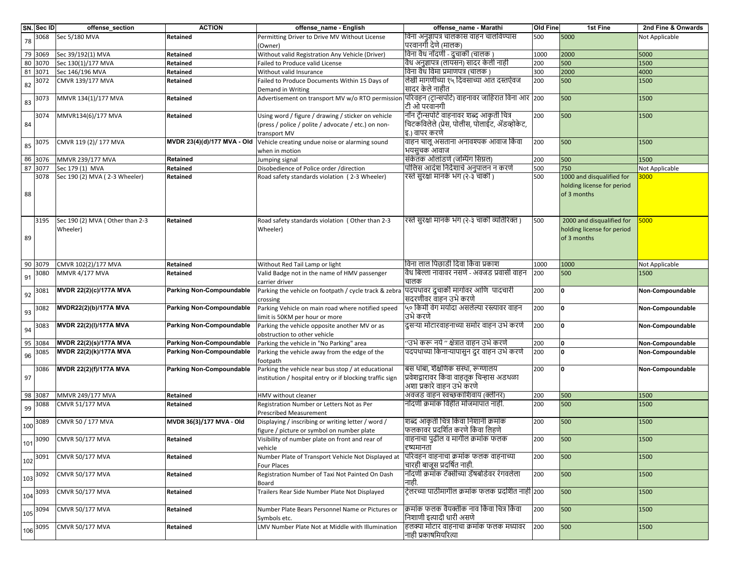| SN. | Sec ID | offense_section | ACTION | offense_name - English | offense_name - Marathi | Old Fine | 1st Fine | 2nd Fine & Onwards |
|---|---|---|---|---|---|---|---|---|
| 78 | 3068 | Sec 5/180 MVA | Retained | Permitting Driver to Drive MV Without License (Owner) | विना अनुज्ञापत्र चालकास वाहन चालविण्यास परवानगी देणे (मालक) | 500 | 5000 | Not Applicable |
| 79 | 3069 | Sec 39/192(1) MVA | Retained | Without valid Registration Any Vehicle (Driver) | विना वैध नोंदणी - दुचाकी (चालक ) | 1000 | 2000 | 5000 |
| 80 | 3070 | Sec 130(1)/177 MVA | Retained | Failed to Produce valid License | वैध अनुज्ञापत्र (लायसन) सादर केली नाही | 200 | 500 | 1500 |
| 81 | 3071 | Sec 146/196 MVA | Retained | Without valid Insurance | विना वैध विमा प्रमाणपत्र (चालक ) | 300 | 2000 | 4000 |
| 82 | 3072 | CMVR 139/177 MVA | Retained | Failed to Produce Documents Within 15 Days of Demand in Writing | लेखी मागणीच्या १५ दिवसाच्या आत दस्तऐवज सादर केले नाहीत | 200 | 500 | 1500 |
| 83 | 3073 | MMVR 134(1)/177 MVA | Retained | Advertisement on transport MV w/o RTO permission | परिवहन (ट्रान्सपोर्ट) वाहनावर जाहिरात विना आर टी ओ परवानगी | 200 | 500 | 1500 |
| 84 | 3074 | MMVR134(6)/177 MVA | Retained | Using word / figure / drawing / sticker on vehicle (press / police / polite / advocate / etc.) on non-transport MV | नॉन ट्रॉन्सपोर्ट वाहनावर शब्द आकृती चित्र चिटकविलेले (प्रेस, पोलीस, पोलाईट, ॲडव्होकेट, इ.) वापर करणे | 200 | 500 | 1500 |
| 85 | 3075 | CMVR 119 (2)/ 177 MVA | MVDR 23(4)(d)/177 MVA - Old | Vehicle creating undue noise or alarming sound when in motion | वाहन चालू असताना अनावश्यक आवाज किंवा भयसुचक आवाज | 200 | 500 | 1500 |
| 86 | 3076 | MMVR 239/177 MVA | Retained | Jumping signal | संकेतक ओलांडणे (जम्पिंग सिग्नल) | 200 | 500 | 1500 |
| 87 | 3077 | Sec 179 (1) MVA | Retained | Disobedience of Police order /direction | पोलिस आदेश निर्देशाचे अनुपालन न करणे | 500 | 750 | Not Applicable |
| 88 | 3078 | Sec 190 (2) MVA ( 2-3 Wheeler) | Retained | Road safety standards violation ( 2-3 Wheeler) | रस्ते सुरक्षा मानकं भंग (२-३ चाकी ) | 500 | 1000 and disqualified for holding license for period of 3 months | 3000 |
| 89 | 3195 | Sec 190 (2) MVA ( Other than 2-3 Wheeler) | Retained | Road safety standards violation ( Other than 2-3 Wheeler) | रस्ते सुरक्षा मानकं भंग (२-३ चाकी व्यतिरिक्त ) | 500 | 2000 and disqualified for holding license for period of 3 months | 5000 |
| 90 | 3079 | CMVR 102(2)/177 MVA | Retained | Without Red Tail Lamp or light | विना लाल पिछाडी दिवा किंवा प्रकाश | 1000 | 1000 | Not Applicable |
| 91 | 3080 | MMVR 4/177 MVA | Retained | Valid Badge not in the name of HMV passenger carrier driver | वैध बिल्ला नावावर नसणे - अवजड प्रवासी वाहन चालक | 200 | 500 | 1500 |
| 92 | 3081 | **MVDR 22(2)(c)/177A MVA** | **Parking Non-Compoundable** | Parking the vehicle on footpath / cycle track & zebra crossing | पदपथावर दुचाकी मार्गावर आणि पादचारी सदरणीवर वाहन उभे करणे | 200 | **0** | **Non-Compoundable** |
| 93 | 3082 | **MVDR22(2)(b)/177A MVA** | **Parking Non-Compoundable** | Parking Vehicle on main road where notified speed limit is 50KM per hour or more | ५० किमी वेग मर्यादा असलेल्या रस्त्यावर वाहन उभे करणे | 200 | **0** | **Non-Compoundable** |
| 94 | 3083 | **MVDR 22(2)(l)/177A MVA** | **Parking Non-Compoundable** | Parking the vehicle opposite another MV or as obstruction to other vehicle | दुसऱ्या मोटारवाहनाच्या समोर वाहन उभे करणे | 200 | **0** | **Non-Compoundable** |
| 95 | 3084 | **MVDR 22(2)(s)/177A MVA** | **Parking Non-Compoundable** | Parking the vehicle in "No Parking" area | "उभे करू नये " क्षेत्रात वाहन उभे करणे | 200 | **0** | **Non-Compoundable** |
| 96 | 3085 | **MVDR 22(2)(k)/177A MVA** | **Parking Non-Compoundable** | Parking the vehicle away from the edge of the footpath | पदपथाच्या किनाऱ्यापासुन दुर वाहन उभे करणे | 200 | **0** | **Non-Compoundable** |
| 97 | 3086 | **MVDR 22(2)(f)/177A MVA** | **Parking Non-Compoundable** | Parking the vehicle near bus stop / at educational institution / hospital entry or if blocking traffic sign | बस थांबा, शैक्षणिक संस्था, रूग्णालय प्रवेशद्वारावर किंवा वाहतूक चिन्हास अडथळा अशा प्रकारे वाहन उभे करणे | 200 | **0** | **Non-Compoundable** |
| 98 | 3087 | MMVR 249/177 MVA | Retained | HMV without cleaner | अवजड वाहन स्वच्छकाशिवाय (क्लीनर) | 200 | 500 | 1500 |
| 99 | 3088 | CMVR 51/177 MVA | Retained | Registration Number or Letters Not as Per Prescribed Measurement | नोंदणी क्रमांक विहीत मोजमापात नाही. | 200 | 500 | 1500 |
| 100 | 3089 | CMVR 50 / 177 MVA | MVDR 36(3)/177 MVA - Old | Displaying / inscribing or writing letter / word / figure / picture or symbol on number plate | शब्द आकृती चित्र किंवा निशानी क्रमांक फलकावर प्रदर्शित करणे किंवा लिहणे | 200 | 500 | 1500 |
| 101 | 3090 | CMVR 50/177 MVA | Retained | Visibility of number plate on front and rear of vehicle | वाहनाचा पुढील व मार्गील क्रमांक फलक दृष्यमानता | 200 | 500 | 1500 |
| 102 | 3091 | CMVR 50/177 MVA | Retained | Number Plate of Transport Vehicle Not Displayed at Four Places | परिवहन वाहनाचा क्रमांक फलक वाहनाच्या चारही बाजूस प्रदर्शित नाही. | 200 | 500 | 1500 |
| 103 | 3092 | CMVR 50/177 MVA | Retained | Registration Number of Taxi Not Painted On Dash Board | नोंदणी क्रमांक टॅक्सीच्या डॅषबोर्डवर रंगवलेला नाही. | 200 | 500 | 1500 |
| 104 | 3093 | CMVR 50/177 MVA | Retained | Trailers Rear Side Number Plate Not Displayed | ट्रेलरच्या पाठीमागील क्रमांक फलक प्रदर्शित नाही | 200 | 500 | 1500 |
| 105 | 3094 | CMVR 50/177 MVA | Retained | Number Plate Bears Personnel Name or Pictures or Symbols etc. | क्रमांक फलक वैयक्तीक नाव किंवा चित्र किंवा निशाणी इत्यादी धारी असणे | 200 | 500 | 1500 |
| 106 | 3095 | CMVR 50/177 MVA | Retained | LMV Number Plate Not at Middle with Illumination | हलक्या मोटार वाहनाचा क्रमांक फलक मध्यावर नाही प्रकाषमियरित्या | 200 | 500 | 1500 |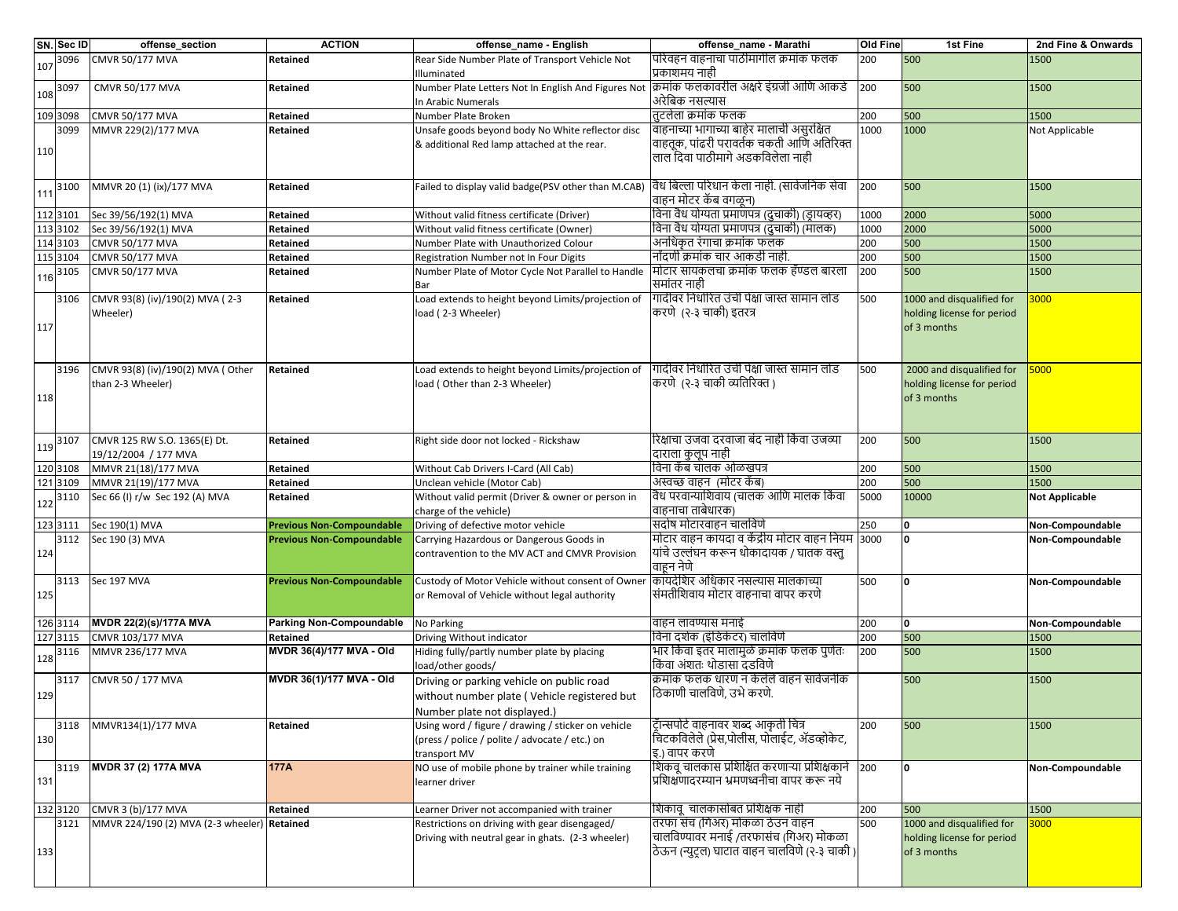| SN. | Sec ID | offense_section | ACTION | offense_name - English | offense_name - Marathi | Old Fine | 1st Fine | 2nd Fine & Onwards |
|---|---|---|---|---|---|---|---|---|
| 107 | 3096 | CMVR 50/177 MVA | **Retained** | Rear Side Number Plate of Transport Vehicle Not Illuminated | परिवहन वाहनाचा पाठीमागील क्रमांक फलक प्रकाशमय नाही | 200 | 500 | 1500 |
| 108 | 3097 | CMVR 50/177 MVA | **Retained** | Number Plate Letters Not In English And Figures Not In Arabic Numerals | क्रमांक फलकावरील अक्षरे इंग्रजी आणि आकडे अरेबिक नसल्यास | 200 | 500 | 1500 |
| 109 | 3098 | CMVR 50/177 MVA | **Retained** | Number Plate Broken | तुटलेला क्रमांक फलक | 200 | 500 | 1500 |
| 110 | 3099 | MMVR 229(2)/177 MVA | **Retained** | Unsafe goods beyond body No White reflector disc & additional Red lamp attached at the rear. | वाहनाच्या भागाच्या बाहेर मालाची असुरक्षित वाहतूक, पांढरी परावर्तक चकती आणि अतिरिक्त लाल दिवा पाठीमागे अडकविलेला नाही | 1000 | 1000 | Not Applicable |
| 111 | 3100 | MMVR 20 (1) (ix)/177 MVA | **Retained** | Failed to display valid badge(PSV other than M.CAB) | वैध बिल्ला परिधान केला नाही. (सार्वजनिक सेवा वाहन मोटर कॅब वगळून) | 200 | 500 | 1500 |
| 112 | 3101 | Sec 39/56/192(1) MVA | **Retained** | Without valid fitness certificate (Driver) | विना वैध योग्यता प्रमाणपत्र (दुचाकी) (ड्रायव्हर) | 1000 | 2000 | 5000 |
| 113 | 3102 | Sec 39/56/192(1) MVA | **Retained** | Without valid fitness certificate (Owner) | विना वैध योग्यता प्रमाणपत्र (दुचाकी) (मालक) | 1000 | 2000 | 5000 |
| 114 | 3103 | CMVR 50/177 MVA | **Retained** | Number Plate with Unauthorized Colour | अनधिकृत रंगाचा क्रमांक फलक | 200 | 500 | 1500 |
| 115 | 3104 | CMVR 50/177 MVA | **Retained** | Registration Number not In Four Digits | नोंदणी क्रमांक चार आकडी नाही. | 200 | 500 | 1500 |
| 116 | 3105 | CMVR 50/177 MVA | **Retained** | Number Plate of Motor Cycle Not Parallel to Handle Bar | मोटार सायकलचा क्रमांक फलक हॅण्डल बारला समांतर नाही | 200 | 500 | 1500 |
| 117 | 3106 | CMVR 93(8) (iv)/190(2) MVA ( 2-3 Wheeler) | **Retained** | Load extends to height beyond Limits/projection of load ( 2-3 Wheeler) | गाडीवर निर्धारित उंची पेक्षा जास्त सामान लोड करणे (२-३ चाकी) इतरत्र | 500 | 1000 and disqualified for holding license for period of 3 months | 3000 |
| 118 | 3196 | CMVR 93(8) (iv)/190(2) MVA ( Other than 2-3 Wheeler) | **Retained** | Load extends to height beyond Limits/projection of load ( Other than 2-3 Wheeler) | गाडीवर निर्धारित उंची पेक्षा जास्त सामान लोड करणे (२-३ चाकी व्यतिरिक्त ) | 500 | 2000 and disqualified for holding license for period of 3 months | 5000 |
| 119 | 3107 | CMVR 125 RW S.O. 1365(E) Dt. 19/12/2004 / 177 MVA | **Retained** | Right side door not locked - Rickshaw | रिक्षाचा उजवा दरवाजा बंद नाही किंवा उजव्या दाराला कुलूप नाही | 200 | 500 | 1500 |
| 120 | 3108 | MMVR 21(18)/177 MVA | **Retained** | Without Cab Drivers I-Card (All Cab) | विना कॅब चालक ओळखपत्र | 200 | 500 | 1500 |
| 121 | 3109 | MMVR 21(19)/177 MVA | **Retained** | Unclean vehicle (Motor Cab) | अस्वच्छ वाहन (मोटर कॅब) | 200 | 500 | 1500 |
| 122 | 3110 | Sec 66 (I) r/w Sec 192 (A) MVA | **Retained** | Without valid permit (Driver & owner or person in charge of the vehicle) | वैध परवान्याशिवाय (चालक आणि मालक किंवा वाहनाचा ताबेधारक) | 5000 | 10000 | **Not Applicable** |
| 123 | 3111 | Sec 190(1) MVA | **Previous Non-Compoundable** | Driving of defective motor vehicle | सदोष मोटारवाहन चालविणे | 250 | **0** | **Non-Compoundable** |
| 124 | 3112 | Sec 190 (3) MVA | **Previous Non-Compoundable** | Carrying Hazardous or Dangerous Goods in contravention to the MV ACT and CMVR Provision | मोटार वाहन कायदा व केंद्रीय मोटार वाहन नियम यांचे उल्लंघन करून धोकादायक / घातक वस्तु वाहून नेणे | 3000 | **0** | **Non-Compoundable** |
| 125 | 3113 | Sec 197 MVA | **Previous Non-Compoundable** | Custody of Motor Vehicle without consent of Owner or Removal of Vehicle without legal authority | कायदेशिर अधिकार नसल्यास मालकाच्या संमतीशिवाय मोटार वाहनाचा वापर करणे | 500 | **0** | **Non-Compoundable** |
| 126 | 3114 | **MVDR 22(2)(s)/177A MVA** | **Parking Non-Compoundable** | No Parking | वाहन लावण्यास मनाई | 200 | **0** | **Non-Compoundable** |
| 127 | 3115 | CMVR 103/177 MVA | **Retained** | Driving Without indicator | विना दर्शक (इंडिकेटर) चालविणे | 200 | 500 | 1500 |
| 128 | 3116 | MMVR 236/177 MVA | **MVDR 36(4)/177 MVA - Old** | Hiding fully/partly number plate by placing load/other goods/ | भार किंवा इतर मालामुळे क्रमांक फलक पुर्णतः किंवा अंशतः थोडासा दडविणे | 200 | 500 | 1500 |
| 129 | 3117 | CMVR 50 / 177 MVA | **MVDR 36(1)/177 MVA - Old** | Driving or parking vehicle on public road without number plate ( Vehicle registered but Number plate not displayed.) | क्रमांक फलक धारण न केलेले वाहन सार्वजनीक ठिकाणी चालविणे, उभे करणे. | | 500 | 1500 |
| 130 | 3118 | MMVR134(1)/177 MVA | **Retained** | Using word / figure / drawing / sticker on vehicle (press / police / polite / advocate / etc.) on transport MV | ट्रॅन्सपोर्ट वाहनावर शब्द आकृती चित्र चिटकविलेले (प्रेस,पोलीस, पोलाईट, ॲडव्होकेट, इ.) वापर करणे | 200 | 500 | 1500 |
| 131 | 3119 | **MVDR 37 (2) 177A MVA** | **177A** | NO use of mobile phone by trainer while training learner driver | शिकवू चालकास प्रशिक्षित करणाऱ्या प्रशिक्षकाने प्रशिक्षणादरम्यान भ्रमणध्वनीचा वापर करू नये | 200 | **0** | **Non-Compoundable** |
| 132 | 3120 | CMVR 3 (b)/177 MVA | **Retained** | Learner Driver not accompanied with trainer | शिकावू चालकासोबत प्रशिक्षक नाही | 200 | 500 | 1500 |
| 133 | 3121 | MMVR 224/190 (2) MVA (2-3 wheeler) | **Retained** | Restrictions on driving with gear disengaged/ Driving with neutral gear in ghats. (2-3 wheeler) | तरफा संच (गिअर) मोकळा ठेउन वाहन चालविण्यावर मनाई /तरफासंच (गिअर) मोकळा ठेऊन (न्युट्रल) घाटात वाहन चालविणे (२-३ चाकी ) | 500 | 1000 and disqualified for holding license for period of 3 months | 3000 |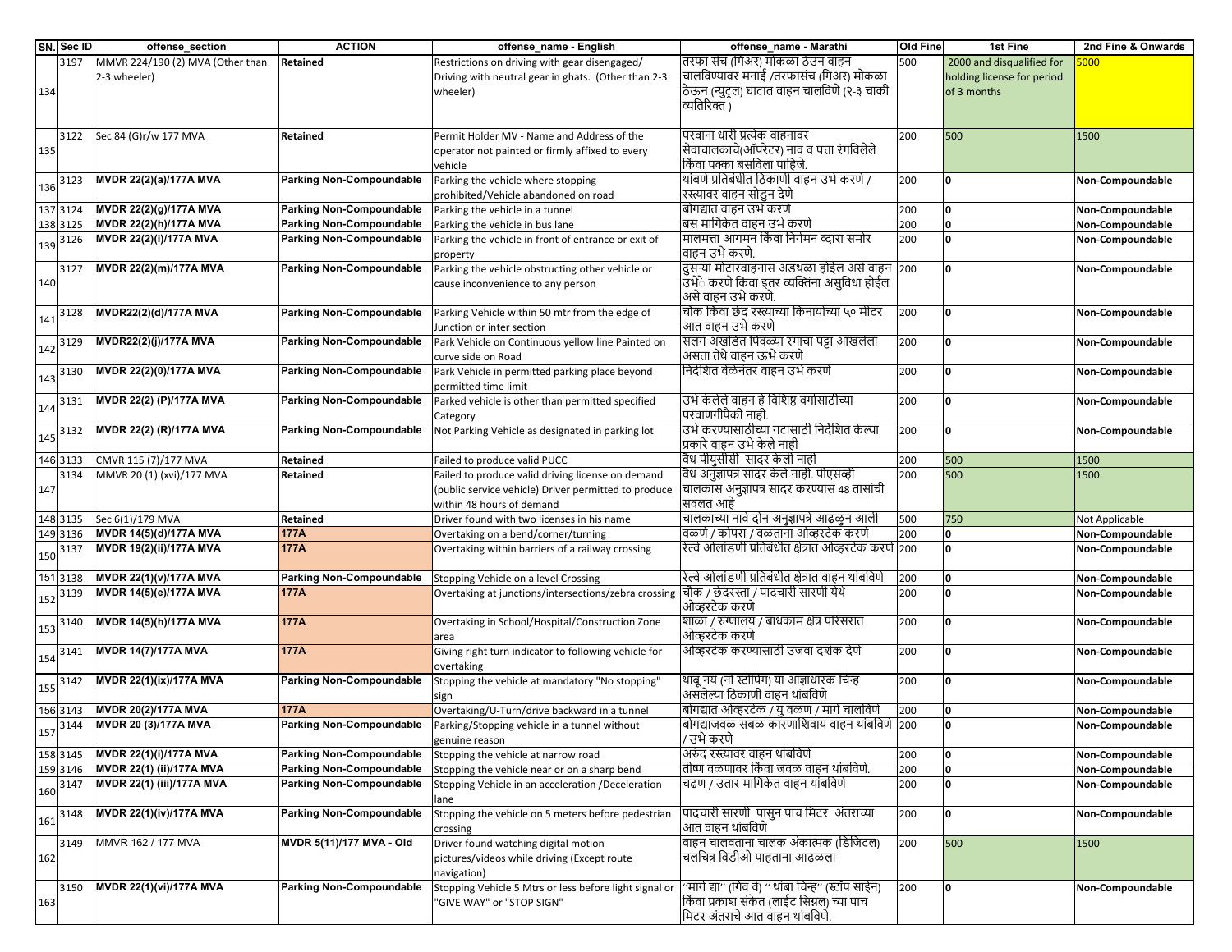| SN. | Sec ID | offense_section | ACTION | offense_name - English | offense_name - Marathi | Old Fine | 1st Fine | 2nd Fine & Onwards |
|---|---|---|---|---|---|---|---|---|
| 134 | 3197 | MMVR 224/190 (2) MVA (Other than 2-3 wheeler) | Retained | Restrictions on driving with gear disengaged/ Driving with neutral gear in ghats. (Other than 2-3 wheeler) | तरफा संच (गिअर) मोकळा ठेउन वाहन चालविण्यावर मनाई /तरफासंच (गिअर) मोकळा ठेऊन (न्युट्रल) घाटात वाहन चालविणे (२-३ चाकी व्यतिरिक्त ) | 500 | 2000 and disqualified for holding license for period of 3 months | 5000 |
| 135 | 3122 | Sec 84 (G)r/w 177 MVA | Retained | Permit Holder MV - Name and Address of the operator not painted or firmly affixed to every vehicle | परवाना धारी प्रत्येक वाहनावर सेवाचालकाचे(ऑपरेटर) नाव व पत्ता रंगविलेले किंवा पक्का बसविला पाहिजे. | 200 | 500 | 1500 |
| 136 | 3123 | MVDR 22(2)(a)/177A MVA | Parking Non-Compoundable | Parking the vehicle where stopping prohibited/Vehicle abandoned on road | थांबणे प्रतिबंधीत ठिकाणी वाहन उभे करणे / रस्त्यावर वाहन सोडुन देणे | 200 | 0 | Non-Compoundable |
| 137 | 3124 | MVDR 22(2)(g)/177A MVA | Parking Non-Compoundable | Parking the vehicle in a tunnel | बोगद्यात वाहन उभे करणे | 200 | 0 | Non-Compoundable |
| 138 | 3125 | MVDR 22(2)(h)/177A MVA | Parking Non-Compoundable | Parking the vehicle in bus lane | बस मार्गिकेत वाहन उभे करणे | 200 | 0 | Non-Compoundable |
| 139 | 3126 | MVDR 22(2)(i)/177A MVA | Parking Non-Compoundable | Parking the vehicle in front of entrance or exit of property | मालमत्ता आगमन किंवा निर्गमन व्दारा समोर वाहन उभे करणे. | 200 | 0 | Non-Compoundable |
| 140 | 3127 | MVDR 22(2)(m)/177A MVA | Parking Non-Compoundable | Parking the vehicle obstructing other vehicle or cause inconvenience to any person | दुसऱ्या मोटारवाहनास अडथळा होईल असे वाहन उभे करणे किंवा इतर व्यक्तिंना असुविधा होईल असे वाहन उभे करणे. | 200 | 0 | Non-Compoundable |
| 141 | 3128 | MVDR22(2)(d)/177A MVA | Parking Non-Compoundable | Parking Vehicle within 50 mtr from the edge of Junction or inter section | चौक किंवा छेद रस्त्याच्या किनाऱ्याच्या ५० मीटर आत वाहन उभे करणे | 200 | 0 | Non-Compoundable |
| 142 | 3129 | MVDR22(2)(j)/177A MVA | Parking Non-Compoundable | Park Vehicle on Continuous yellow line Painted on curve side on Road | सलग अखंडित पिवळ्या रंगाचा पट्टा आखलेला असता तेथे वाहन ऊभे करणे | 200 | 0 | Non-Compoundable |
| 143 | 3130 | MVDR 22(2)(0)/177A MVA | Parking Non-Compoundable | Park Vehicle in permitted parking place beyond permitted time limit | निर्देशित वेळेनंतर वाहन उभे करणे | 200 | 0 | Non-Compoundable |
| 144 | 3131 | MVDR 22(2) (P)/177A MVA | Parking Non-Compoundable | Parked vehicle is other than permitted specified Category | उभे केलेले वाहन हे विशिष्ट वर्गासाठीच्या परवाणगीपैकी नाही. | 200 | 0 | Non-Compoundable |
| 145 | 3132 | MVDR 22(2) (R)/177A MVA | Parking Non-Compoundable | Not Parking Vehicle as designated in parking lot | उभे करण्यासाठीच्या गटासाठी निर्देशित केल्या प्रकारे वाहन उभे केले नाही | 200 | 0 | Non-Compoundable |
| 146 | 3133 | CMVR 115 (7)/177 MVA | Retained | Failed to produce valid PUCC | वैध पीयुसीसी सादर केली नाही | 200 | 500 | 1500 |
| 147 | 3134 | MMVR 20 (1) (xvi)/177 MVA | Retained | Failed to produce valid driving license on demand (public service vehicle) Driver permitted to produce within 48 hours of demand | वैध अनुज्ञापत्र सादर केले नाही. पीएसव्ही चालकास अनुज्ञापत्र सादर करण्यास 48 तासांची सवलत आहे | 200 | 500 | 1500 |
| 148 | 3135 | Sec 6(1)/179 MVA | Retained | Driver found with two licenses in his name | चालकाच्या नावे दोन अनुज्ञापत्रे आढळुन आली | 500 | 750 | Not Applicable |
| 149 | 3136 | MVDR 14(5)(d)/177A MVA | 177A | Overtaking on a bend/corner/turning | वळणे / कोपरा / वळताना ओव्हरटेक करणे | 200 | 0 | Non-Compoundable |
| 150 | 3137 | MVDR 19(2)(ii)/177A MVA | 177A | Overtaking within barriers of a railway crossing | रेल्वे ओलांडणी प्रतिबंधीत क्षेत्रात ओव्हरटेक करणे | 200 | 0 | Non-Compoundable |
| 151 | 3138 | MVDR 22(1)(v)/177A MVA | Parking Non-Compoundable | Stopping Vehicle on a level Crossing | रेल्वे ओलांडणी प्रतिबंधीत क्षेत्रात वाहन थांबविणे | 200 | 0 | Non-Compoundable |
| 152 | 3139 | MVDR 14(5)(e)/177A MVA | 177A | Overtaking at junctions/intersections/zebra crossing | चौक / छेदरस्ता / पादचारी सारणी येथे ओव्हरटेक करणे | 200 | 0 | Non-Compoundable |
| 153 | 3140 | MVDR 14(5)(h)/177A MVA | 177A | Overtaking in School/Hospital/Construction Zone area | शाळा / रुग्णालय / बांधकाम क्षेत्र परिसरात ओव्हरटेक करणे | 200 | 0 | Non-Compoundable |
| 154 | 3141 | MVDR 14(7)/177A MVA | 177A | Giving right turn indicator to following vehicle for overtaking | ओव्हरटेक करण्यासाठी उजवा दर्शक देणे | 200 | 0 | Non-Compoundable |
| 155 | 3142 | MVDR 22(1)(ix)/177A MVA | Parking Non-Compoundable | Stopping the vehicle at mandatory "No stopping" sign | थांबू नये (नो स्टॉपिंग) या आज्ञाधारक चिन्ह असलेल्या ठिकाणी वाहन थांबविणे | 200 | 0 | Non-Compoundable |
| 156 | 3143 | MVDR 20(2)/177A MVA | 177A | Overtaking/U-Turn/drive backward in a tunnel | बोगद्यात ओव्हरटेक / यु वळण / मागे चालविणे | 200 | 0 | Non-Compoundable |
| 157 | 3144 | MVDR 20 (3)/177A MVA | Parking Non-Compoundable | Parking/Stopping vehicle in a tunnel without genuine reason | बोगद्याजवळ सबळ कारणाशिवाय वाहन थांबविणे / उभे करणे | 200 | 0 | Non-Compoundable |
| 158 | 3145 | MVDR 22(1)(i)/177A MVA | Parking Non-Compoundable | Stopping the vehicle at narrow road | अरुंद रस्त्यावर वाहन थांबविणे | 200 | 0 | Non-Compoundable |
| 159 | 3146 | MVDR 22(1) (ii)/177A MVA | Parking Non-Compoundable | Stopping the vehicle near or on a sharp bend | तीक्ष्ण वळणावर किंवा जवळ वाहन थांबविणे. | 200 | 0 | Non-Compoundable |
| 160 | 3147 | MVDR 22(1) (iii)/177A MVA | Parking Non-Compoundable | Stopping Vehicle in an acceleration /Deceleration lane | चढण / उतार मार्गिकेत वाहन थांबविणे | 200 | 0 | Non-Compoundable |
| 161 | 3148 | MVDR 22(1)(iv)/177A MVA | Parking Non-Compoundable | Stopping the vehicle on 5 meters before pedestrian crossing | पादचारी सारणी पासुन पाच मिटर अंतराच्या आत वाहन थांबविणे | 200 | 0 | Non-Compoundable |
| 162 | 3149 | MMVR 162 / 177 MVA | MVDR 5(11)/177 MVA - Old | Driver found watching digital motion pictures/videos while driving (Except route navigation) | वाहन चालवताना चालक अंकात्मक (डिजिटल) चलचित्र विडीओ पाहताना आढळला | 200 | 500 | 1500 |
| 163 | 3150 | MVDR 22(1)(vi)/177A MVA | Parking Non-Compoundable | Stopping Vehicle 5 Mtrs or less before light signal or "GIVE WAY" or "STOP SIGN" | "मार्ग द्या" (गिव वे) " थांबा चिन्ह" (स्टॉप साईन) किंवा प्रकाश संकेत (लाईट सिग्नल) च्या पाच मिटर अंतराचे आत वाहन थांबविणे. | 200 | 0 | Non-Compoundable |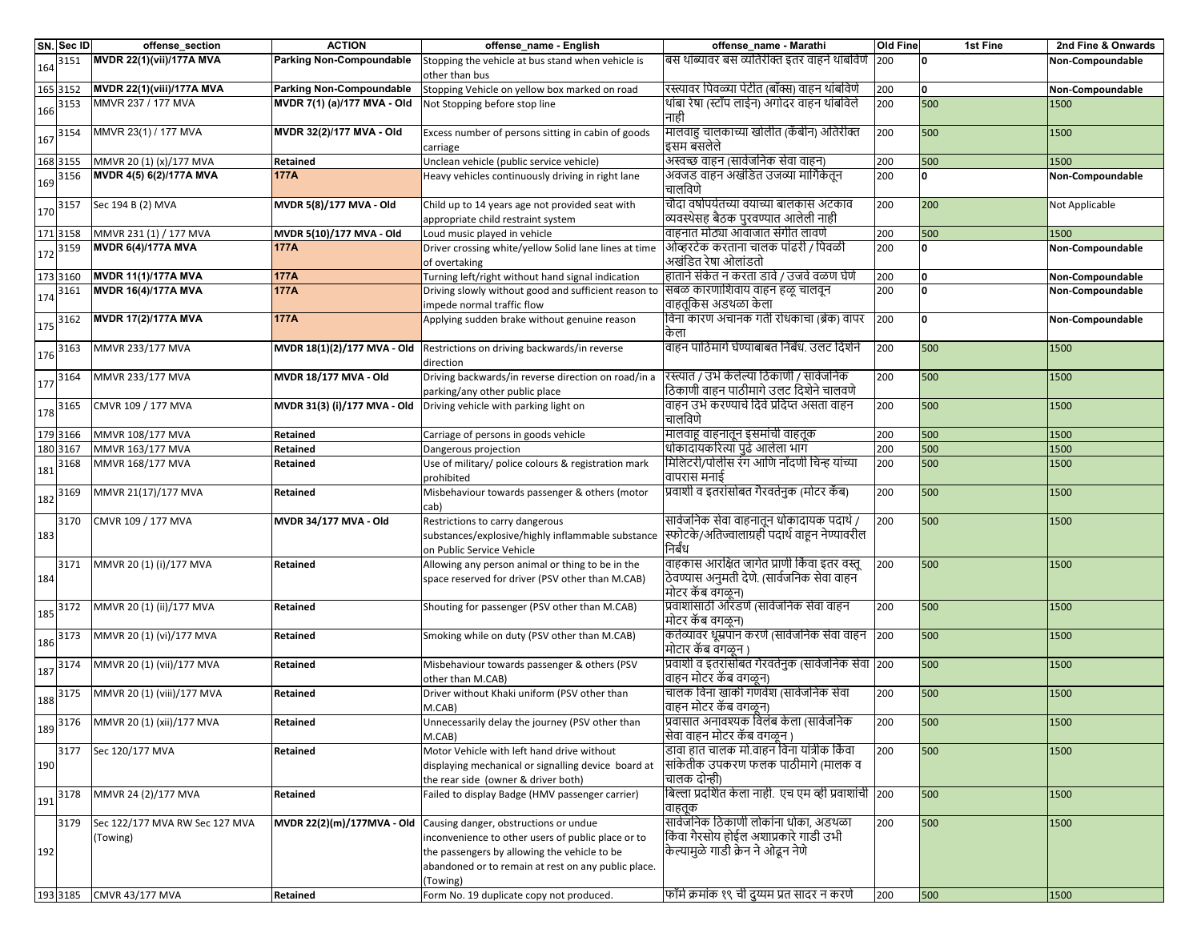| SN. | Sec ID | offense_section | ACTION | offense_name - English | offense_name - Marathi | Old Fine | 1st Fine | 2nd Fine & Onwards |
|---|---|---|---|---|---|---|---|---|
| 164 | 3151 | **MVDR 22(1)(vii)/177A MVA** | **Parking Non-Compoundable** | Stopping the vehicle at bus stand when vehicle is other than bus | बस थांब्यावर बस व्यतिरीक्त इतर वाहन थांबविणे | 200 | **0** | **Non-Compoundable** |
| 165 | 3152 | **MVDR 22(1)(viii)/177A MVA** | **Parking Non-Compoundable** | Stopping Vehicle on yellow box marked on road | रस्त्यावर पिवळ्या पेटीत (बॉक्स) वाहन थांबविणे | 200 | **0** | **Non-Compoundable** |
| 166 | 3153 | MMVR 237 / 177 MVA | **MVDR 7(1) (a)/177 MVA - Old** | Not Stopping before stop line | थांबा रेषा (स्टॉप लाईन) अगोदर वाहन थांबविले नाही | 200 | 500 | 1500 |
| 167 | 3154 | MMVR 23(1) / 177 MVA | **MVDR 32(2)/177 MVA - Old** | Excess number of persons sitting in cabin of goods carriage | मालवाहू चालकाच्या खोलीत (केबीन) अतिरीक्त इसम बसलेले | 200 | 500 | 1500 |
| 168 | 3155 | MMVR 20 (1) (x)/177 MVA | **Retained** | Unclean vehicle (public service vehicle) | अस्वच्छ वाहन (सार्वजनिक सेवा वाहन) | 200 | 500 | 1500 |
| 169 | 3156 | **MVDR 4(5) 6(2)/177A MVA** | **177A** | Heavy vehicles continuously driving in right lane | अवजड वाहन अखंडित उजव्या मार्गिकेतून चालविणे | 200 | **0** | **Non-Compoundable** |
| 170 | 3157 | Sec 194 B (2) MVA | **MVDR 5(8)/177 MVA - Old** | Child up to 14 years age not provided seat with appropriate child restraint system | चौदा वर्षापर्यंतच्या वयाच्या बालकास अटकाव व्यवस्थेसह बैठक पुरवण्यात आलेली नाही | 200 | 200 | Not Applicable |
| 171 | 3158 | MMVR 231 (1) / 177 MVA | **MVDR 5(10)/177 MVA - Old** | Loud music played in vehicle | वाहनात मोठ्या आवाजात संगीत लावणे | 200 | 500 | 1500 |
| 172 | 3159 | **MVDR 6(4)/177A MVA** | **177A** | Driver crossing white/yellow Solid lane lines at time of overtaking | ओव्हरटेक करताना चालक पांढरी / पिवळी अखंडित रेषा ओलांडतो | 200 | **0** | **Non-Compoundable** |
| 173 | 3160 | **MVDR 11(1)/177A MVA** | **177A** | Turning left/right without hand signal indication | हाताने संकेत न करता डावे / उजवे वळण घेणे | 200 | **0** | **Non-Compoundable** |
| 174 | 3161 | **MVDR 16(4)/177A MVA** | **177A** | Driving slowly without good and sufficient reason to impede normal traffic flow | सबळ कारणाशिवाय वाहन हळू चालवून वाहतूकिस अडथळा केला | 200 | **0** | **Non-Compoundable** |
| 175 | 3162 | **MVDR 17(2)/177A MVA** | **177A** | Applying sudden brake without genuine reason | विना कारण अचानक गती रोधकाचा (ब्रेक) वापर केला | 200 | **0** | **Non-Compoundable** |
| 176 | 3163 | MMVR 233/177 MVA | **MVDR 18(1)(2)/177 MVA - Old** | Restrictions on driving backwards/in reverse direction | वाहन पाठिमागे घेण्याबाबत निर्बंध. उलट दिशेने | 200 | 500 | 1500 |
| 177 | 3164 | MMVR 233/177 MVA | **MVDR 18/177 MVA - Old** | Driving backwards/in reverse direction on road/in a parking/any other public place | रस्त्यात / उभे केलेल्या ठिकाणी / सार्वजनिक ठिकाणी वाहन पाठीमागे उलट दिशेने चालवणे | 200 | 500 | 1500 |
| 178 | 3165 | CMVR 109 / 177 MVA | **MVDR 31(3) (i)/177 MVA - Old** | Driving vehicle with parking light on | वाहन उभे करण्याचे दिवे प्रदिप्त असता वाहन चालविणे | 200 | 500 | 1500 |
| 179 | 3166 | MMVR 108/177 MVA | **Retained** | Carriage of persons in goods vehicle | मालवाहू वाहनातून इसमांची वाहतूक | 200 | 500 | 1500 |
| 180 | 3167 | MMVR 163/177 MVA | **Retained** | Dangerous projection | धोकादायकरित्या पुढे आलेला भाग | 200 | 500 | 1500 |
| 181 | 3168 | MMVR 168/177 MVA | **Retained** | Use of military/ police colours & registration mark prohibited | मिलिटरी/पोलीस रंग आणि नोंदणी चिन्ह यांच्या वापरास मनाई | 200 | 500 | 1500 |
| 182 | 3169 | MMVR 21(17)/177 MVA | **Retained** | Misbehaviour towards passenger & others (motor cab) | प्रवाशी व इतरांसोबत गैरवर्तनुक (मोटर कॅब) | 200 | 500 | 1500 |
| 183 | 3170 | CMVR 109 / 177 MVA | **MVDR 34/177 MVA - Old** | Restrictions to carry dangerous substances/explosive/highly inflammable substance on Public Service Vehicle | सार्वजनिक सेवा वाहनातून धोकादायक पदार्थ / स्फोटके/अतिज्वालाग्रही पदार्थ वाहून नेण्यावरील निर्बंध | 200 | 500 | 1500 |
| 184 | 3171 | MMVR 20 (1) (i)/177 MVA | **Retained** | Allowing any person animal or thing to be in the space reserved for driver (PSV other than M.CAB) | वाहकास आरक्षित जागेत प्राणी किंवा इतर वस्तू ठेवण्यास अनुमती देणे. (सार्वजनिक सेवा वाहन मोटर कॅब वगळून) | 200 | 500 | 1500 |
| 185 | 3172 | MMVR 20 (1) (ii)/177 MVA | **Retained** | Shouting for passenger (PSV other than M.CAB) | प्रवाशांसाठी ओरडणे (सार्वजनिक सेवा वाहन मोटर कॅब वगळून) | 200 | 500 | 1500 |
| 186 | 3173 | MMVR 20 (1) (vi)/177 MVA | **Retained** | Smoking while on duty (PSV other than M.CAB) | कर्तव्यावर धूम्रपान करणे (सार्वजनिक सेवा वाहन मोटार कॅब वगळून ) | 200 | 500 | 1500 |
| 187 | 3174 | MMVR 20 (1) (vii)/177 MVA | **Retained** | Misbehaviour towards passenger & others (PSV other than M.CAB) | प्रवाशी व इतरांसोबत गैरवर्तनुक (सार्वजनिक सेवा वाहन मोटर कॅब वगळून) | 200 | 500 | 1500 |
| 188 | 3175 | MMVR 20 (1) (viii)/177 MVA | **Retained** | Driver without Khaki uniform (PSV other than M.CAB) | चालक विना खाकी गणवेश (सार्वजनिक सेवा वाहन मोटर कॅब वगळून) | 200 | 500 | 1500 |
| 189 | 3176 | MMVR 20 (1) (xii)/177 MVA | **Retained** | Unnecessarily delay the journey (PSV other than M.CAB) | प्रवासात अनावश्यक विलंब केला (सार्वजनिक सेवा वाहन मोटर कॅब वगळून ) | 200 | 500 | 1500 |
| 190 | 3177 | Sec 120/177 MVA | **Retained** | Motor Vehicle with left hand drive without displaying mechanical or signalling device board at the rear side (owner & driver both) | डावा हात चालक मो.वाहन विना यांत्रीक किंवा सांकेतीक उपकरण फलक पाठीमागे (मालक व चालक दोन्ही) | 200 | 500 | 1500 |
| 191 | 3178 | MMVR 24 (2)/177 MVA | **Retained** | Failed to display Badge (HMV passenger carrier) | बिल्ला प्रदर्शित केला नाही. एच एम व्ही प्रवाशांची वाहतूक | 200 | 500 | 1500 |
| 192 | 3179 | Sec 122/177 MVA RW Sec 127 MVA (Towing) | **MVDR 22(2)(m)/177MVA - Old** | Causing danger, obstructions or undue inconvenience to other users of public place or to the passengers by allowing the vehicle to be abandoned or to remain at rest on any public place. (Towing) | सार्वजनिक ठिकाणी लोकांना धोका, अडथळा किंवा गैरसोय होईल अशाप्रकारे गाडी उभी केल्यामुळे गाडी क्रेन ने ओढून नेणे | 200 | 500 | 1500 |
| 193 | 3185 | CMVR 43/177 MVA | **Retained** | Form No. 19 duplicate copy not produced. | फॉर्म क्रमांक १९ ची दुय्यम प्रत सादर न करणे | 200 | 500 | 1500 |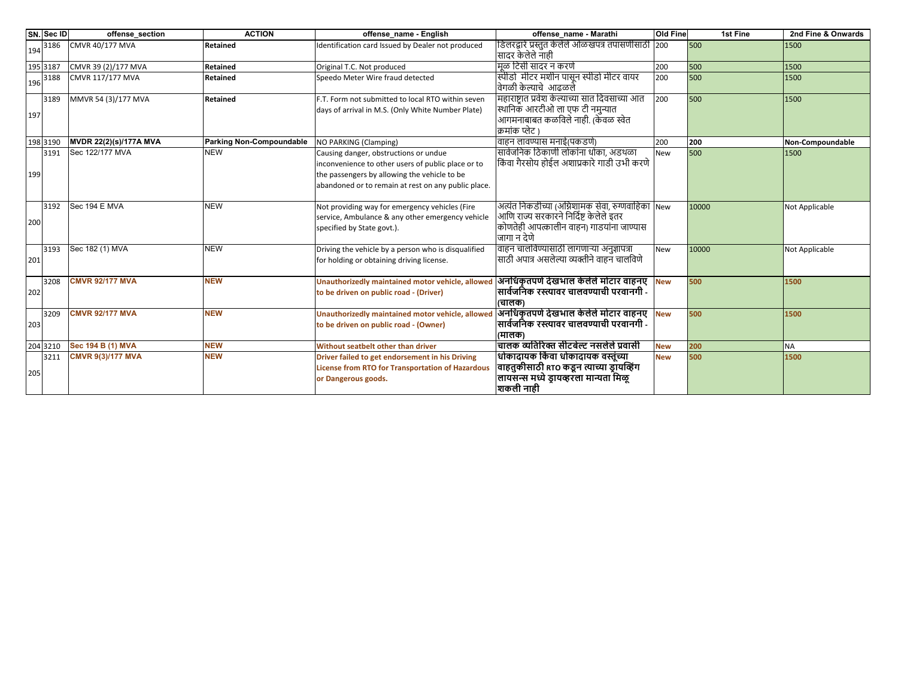| SN. | Sec ID | offense_section | ACTION | offense_name - English | offense_name - Marathi | Old Fine | 1st Fine | 2nd Fine & Onwards |
|---|---|---|---|---|---|---|---|---|
| 194 | 3186 | CMVR 40/177 MVA | **Retained** | Identification card Issued by Dealer not produced | डिलरद्वारे प्रस्तुत केलेले ओळखपत्र तपासणीसाठी सादर केलेले नाही | 200 | 500 | 1500 |
| 195 | 3187 | CMVR 39 (2)/177 MVA | **Retained** | Original T.C. Not produced | मूळ टिसी सादर न करणे | 200 | 500 | 1500 |
| 196 | 3188 | CMVR 117/177 MVA | **Retained** | Speedo Meter Wire fraud detected | स्पीडो मीटर मशीन पासून स्पीडो मीटर वायर वेगळी केल्याचे आढळले | 200 | 500 | 1500 |
| 197 | 3189 | MMVR 54 (3)/177 MVA | **Retained** | F.T. Form not submitted to local RTO within seven days of arrival in M.S. (Only White Number Plate) | महाराष्ट्रात प्रवेश केल्याच्या सात दिवसाच्या आत स्थानिक आरटीओ ला एफ टी नमुन्यात आगमनाबाबत कळविले नाही. (केवळ स्वेत क्रमांक प्लेट ) | 200 | 500 | 1500 |
| 198 | 3190 | **MVDR 22(2)(s)/177A MVA** | **Parking Non-Compoundable** | NO PARKING (Clamping) | वाहन लावण्यास मनाई(पकडणे) | 200 | **200** | **Non-Compoundable** |
| 199 | 3191 | Sec 122/177 MVA | NEW | Causing danger, obstructions or undue inconvenience to other users of public place or to the passengers by allowing the vehicle to be abandoned or to remain at rest on any public place. | सार्वजनिक ठिकाणी लोकांना धोका, अडथळा किंवा गैरसोय होईल अशाप्रकारे गाडी उभी करणे | New | 500 | 1500 |
| 200 | 3192 | Sec 194 E MVA | NEW | Not providing way for emergency vehicles (Fire service, Ambulance & any other emergency vehicle specified by State govt.). | अत्यंत निकडीच्या (अग्निशामक सेवा, रुग्णवाहिका आणि राज्य सरकारने निर्दिष्ट केलेले इतर कोणतेही आपत्कालीन वाहन) गाडयांना जाण्यास जागा न देणे | New | 10000 | Not Applicable |
| 201 | 3193 | Sec 182 (1) MVA | NEW | Driving the vehicle by a person who is disqualified for holding or obtaining driving license. | वाहन चालविण्यासाठी लागणाऱ्या अनुज्ञापत्रा साठी अपात्र असलेल्या व्यक्तीने वाहन चालविणे | New | 10000 | Not Applicable |
| 202 | 3208 | **CMVR 92/177 MVA** | **NEW** | **Unauthorizedly maintained motor vehicle, allowed to be driven on public road - (Driver)** | **अनधिकृतपणे देखभाल केलेले मोटार वाहनए सार्वजनिक रस्त्यावर चालवण्याची परवानगी - (चालक)** | **New** | **500** | **1500** |
| 203 | 3209 | **CMVR 92/177 MVA** | **NEW** | **Unauthorizedly maintained motor vehicle, allowed to be driven on public road - (Owner)** | **अनधिकृतपणे देखभाल केलेले मोटार वाहनए सार्वजनिक रस्त्यावर चालवण्याची परवानगी - (मालक)** | **New** | **500** | **1500** |
| 204 | 3210 | **Sec 194 B (1) MVA** | **NEW** | **Without seatbelt other than driver** | **चालक व्यतिरिक्त सीटबेल्ट नसलेले प्रवासी** | **New** | **200** | NA |
| 205 | 3211 | **CMVR 9(3)/177 MVA** | **NEW** | **Driver failed to get endorsement in his Driving License from RTO for Transportation of Hazardous or Dangerous goods.** | **धोकादायक किंवा धोकादायक वस्तूंच्या वाहतुकीसाठी RTO कडून त्याच्या ड्रायव्हिंग लायसन्स मध्ये ड्रायव्हरला मान्यता मिळू शकली नाही** | **New** | **500** | **1500** |